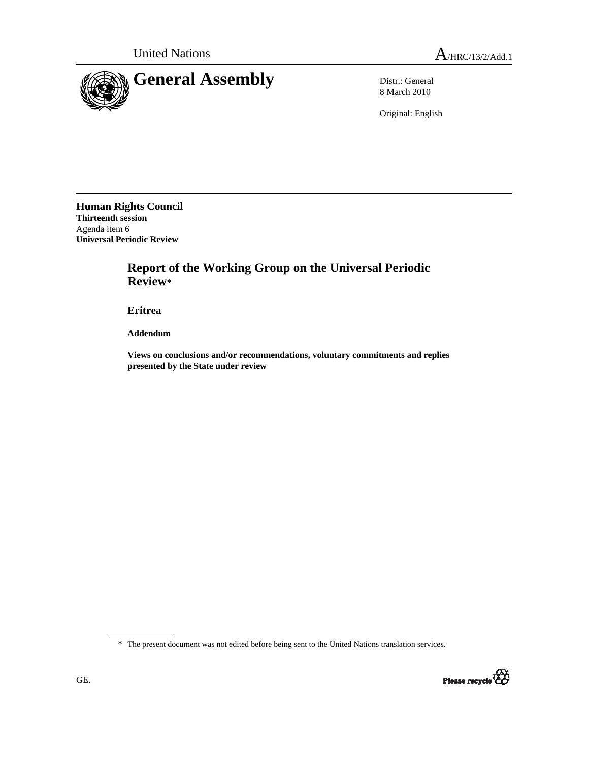United Nations

A/HRC/13/2/Add.1

# General Assembly

Distr.: General
8 March 2010

Original: English

**Human Rights Council**
**Thirteenth session**
Agenda item 6
**Universal Periodic Review**

## Report of the Working Group on the Universal Periodic Review*

### Eritrea

**Addendum**

**Views on conclusions and/or recommendations, voluntary commitments and replies presented by the State under review**

\* The present document was not edited before being sent to the United Nations translation services.

GE.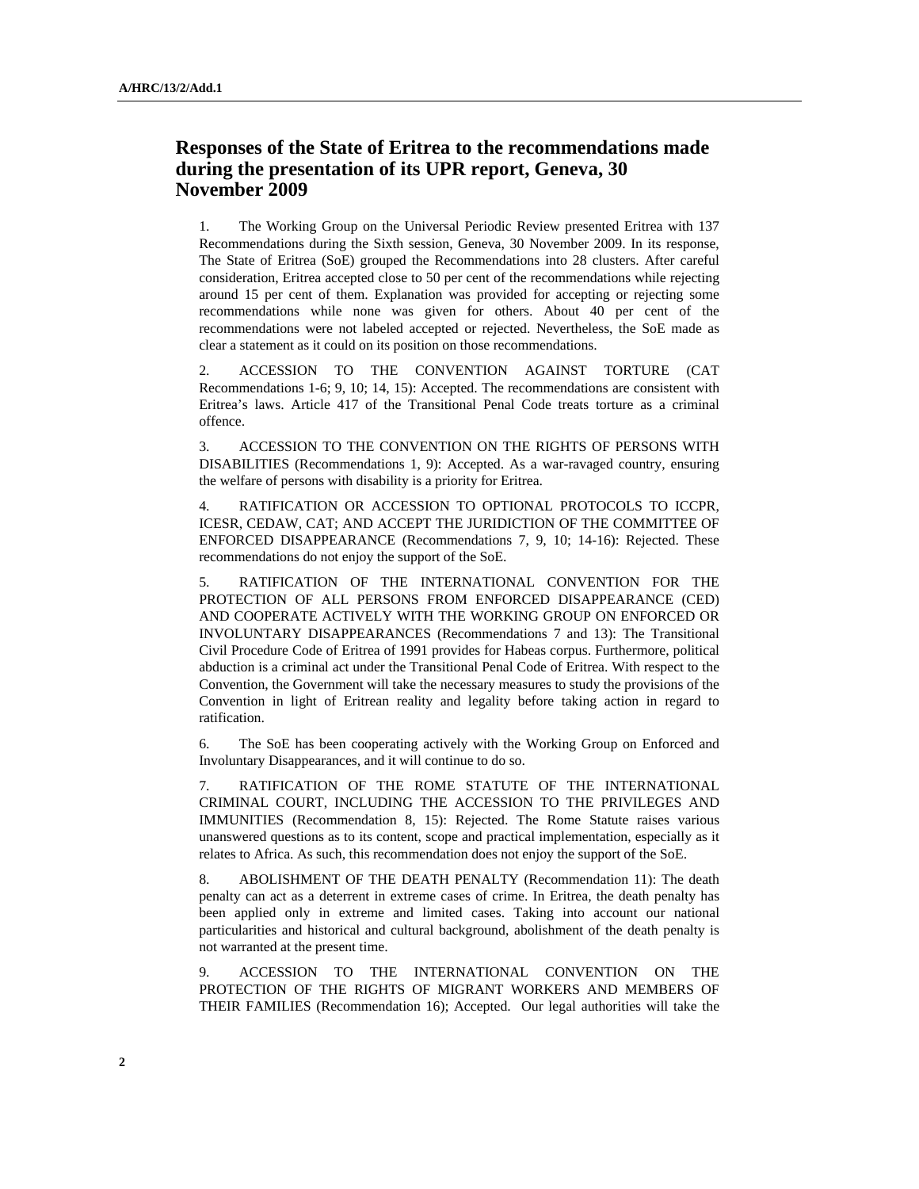## Responses of the State of Eritrea to the recommendations made during the presentation of its UPR report, Geneva, 30 November 2009

1. The Working Group on the Universal Periodic Review presented Eritrea with 137 Recommendations during the Sixth session, Geneva, 30 November 2009. In its response, The State of Eritrea (SoE) grouped the Recommendations into 28 clusters. After careful consideration, Eritrea accepted close to 50 per cent of the recommendations while rejecting around 15 per cent of them. Explanation was provided for accepting or rejecting some recommendations while none was given for others. About 40 per cent of the recommendations were not labeled accepted or rejected. Nevertheless, the SoE made as clear a statement as it could on its position on those recommendations.

2. ACCESSION TO THE CONVENTION AGAINST TORTURE (CAT Recommendations 1-6; 9, 10; 14, 15): Accepted. The recommendations are consistent with Eritrea's laws. Article 417 of the Transitional Penal Code treats torture as a criminal offence.

3. ACCESSION TO THE CONVENTION ON THE RIGHTS OF PERSONS WITH DISABILITIES (Recommendations 1, 9): Accepted. As a war-ravaged country, ensuring the welfare of persons with disability is a priority for Eritrea.

4. RATIFICATION OR ACCESSION TO OPTIONAL PROTOCOLS TO ICCPR, ICESR, CEDAW, CAT; AND ACCEPT THE JURIDICTION OF THE COMMITTEE OF ENFORCED DISAPPEARANCE (Recommendations 7, 9, 10; 14-16): Rejected. These recommendations do not enjoy the support of the SoE.

5. RATIFICATION OF THE INTERNATIONAL CONVENTION FOR THE PROTECTION OF ALL PERSONS FROM ENFORCED DISAPPEARANCE (CED) AND COOPERATE ACTIVELY WITH THE WORKING GROUP ON ENFORCED OR INVOLUNTARY DISAPPEARANCES (Recommendations 7 and 13): The Transitional Civil Procedure Code of Eritrea of 1991 provides for Habeas corpus. Furthermore, political abduction is a criminal act under the Transitional Penal Code of Eritrea. With respect to the Convention, the Government will take the necessary measures to study the provisions of the Convention in light of Eritrean reality and legality before taking action in regard to ratification.

6. The SoE has been cooperating actively with the Working Group on Enforced and Involuntary Disappearances, and it will continue to do so.

7. RATIFICATION OF THE ROME STATUTE OF THE INTERNATIONAL CRIMINAL COURT, INCLUDING THE ACCESSION TO THE PRIVILEGES AND IMMUNITIES (Recommendation 8, 15): Rejected. The Rome Statute raises various unanswered questions as to its content, scope and practical implementation, especially as it relates to Africa. As such, this recommendation does not enjoy the support of the SoE.

8. ABOLISHMENT OF THE DEATH PENALTY (Recommendation 11): The death penalty can act as a deterrent in extreme cases of crime. In Eritrea, the death penalty has been applied only in extreme and limited cases. Taking into account our national particularities and historical and cultural background, abolishment of the death penalty is not warranted at the present time.

9. ACCESSION TO THE INTERNATIONAL CONVENTION ON THE PROTECTION OF THE RIGHTS OF MIGRANT WORKERS AND MEMBERS OF THEIR FAMILIES (Recommendation 16); Accepted. Our legal authorities will take the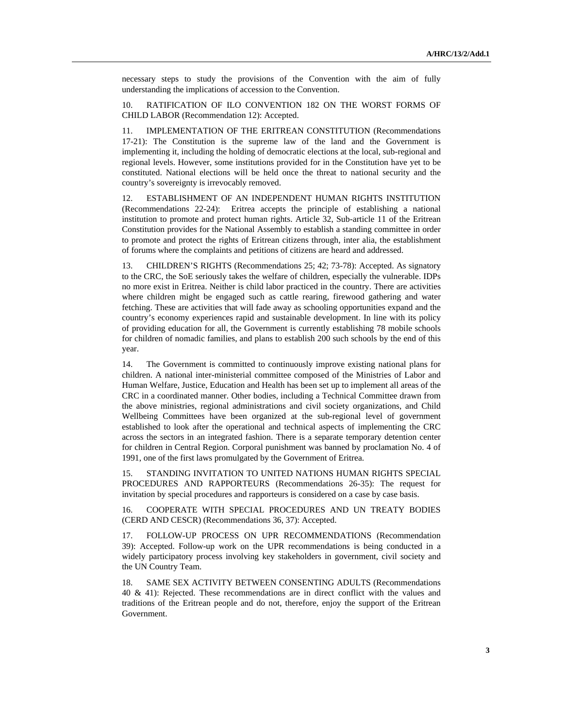necessary steps to study the provisions of the Convention with the aim of fully understanding the implications of accession to the Convention.

10. RATIFICATION OF ILO CONVENTION 182 ON THE WORST FORMS OF CHILD LABOR (Recommendation 12): Accepted.

11. IMPLEMENTATION OF THE ERITREAN CONSTITUTION (Recommendations 17-21): The Constitution is the supreme law of the land and the Government is implementing it, including the holding of democratic elections at the local, sub-regional and regional levels. However, some institutions provided for in the Constitution have yet to be constituted. National elections will be held once the threat to national security and the country's sovereignty is irrevocably removed.

12. ESTABLISHMENT OF AN INDEPENDENT HUMAN RIGHTS INSTITUTION (Recommendations 22-24): Eritrea accepts the principle of establishing a national institution to promote and protect human rights. Article 32, Sub-article 11 of the Eritrean Constitution provides for the National Assembly to establish a standing committee in order to promote and protect the rights of Eritrean citizens through, inter alia, the establishment of forums where the complaints and petitions of citizens are heard and addressed.

13. CHILDREN'S RIGHTS (Recommendations 25; 42; 73-78): Accepted. As signatory to the CRC, the SoE seriously takes the welfare of children, especially the vulnerable. IDPs no more exist in Eritrea. Neither is child labor practiced in the country. There are activities where children might be engaged such as cattle rearing, firewood gathering and water fetching. These are activities that will fade away as schooling opportunities expand and the country's economy experiences rapid and sustainable development. In line with its policy of providing education for all, the Government is currently establishing 78 mobile schools for children of nomadic families, and plans to establish 200 such schools by the end of this year.

14. The Government is committed to continuously improve existing national plans for children. A national inter-ministerial committee composed of the Ministries of Labor and Human Welfare, Justice, Education and Health has been set up to implement all areas of the CRC in a coordinated manner. Other bodies, including a Technical Committee drawn from the above ministries, regional administrations and civil society organizations, and Child Wellbeing Committees have been organized at the sub-regional level of government established to look after the operational and technical aspects of implementing the CRC across the sectors in an integrated fashion. There is a separate temporary detention center for children in Central Region. Corporal punishment was banned by proclamation No. 4 of 1991, one of the first laws promulgated by the Government of Eritrea.

15. STANDING INVITATION TO UNITED NATIONS HUMAN RIGHTS SPECIAL PROCEDURES AND RAPPORTEURS (Recommendations 26-35): The request for invitation by special procedures and rapporteurs is considered on a case by case basis.

16. COOPERATE WITH SPECIAL PROCEDURES AND UN TREATY BODIES (CERD AND CESCR) (Recommendations 36, 37): Accepted.

17. FOLLOW-UP PROCESS ON UPR RECOMMENDATIONS (Recommendation 39): Accepted. Follow-up work on the UPR recommendations is being conducted in a widely participatory process involving key stakeholders in government, civil society and the UN Country Team.

18. SAME SEX ACTIVITY BETWEEN CONSENTING ADULTS (Recommendations 40 & 41): Rejected. These recommendations are in direct conflict with the values and traditions of the Eritrean people and do not, therefore, enjoy the support of the Eritrean Government.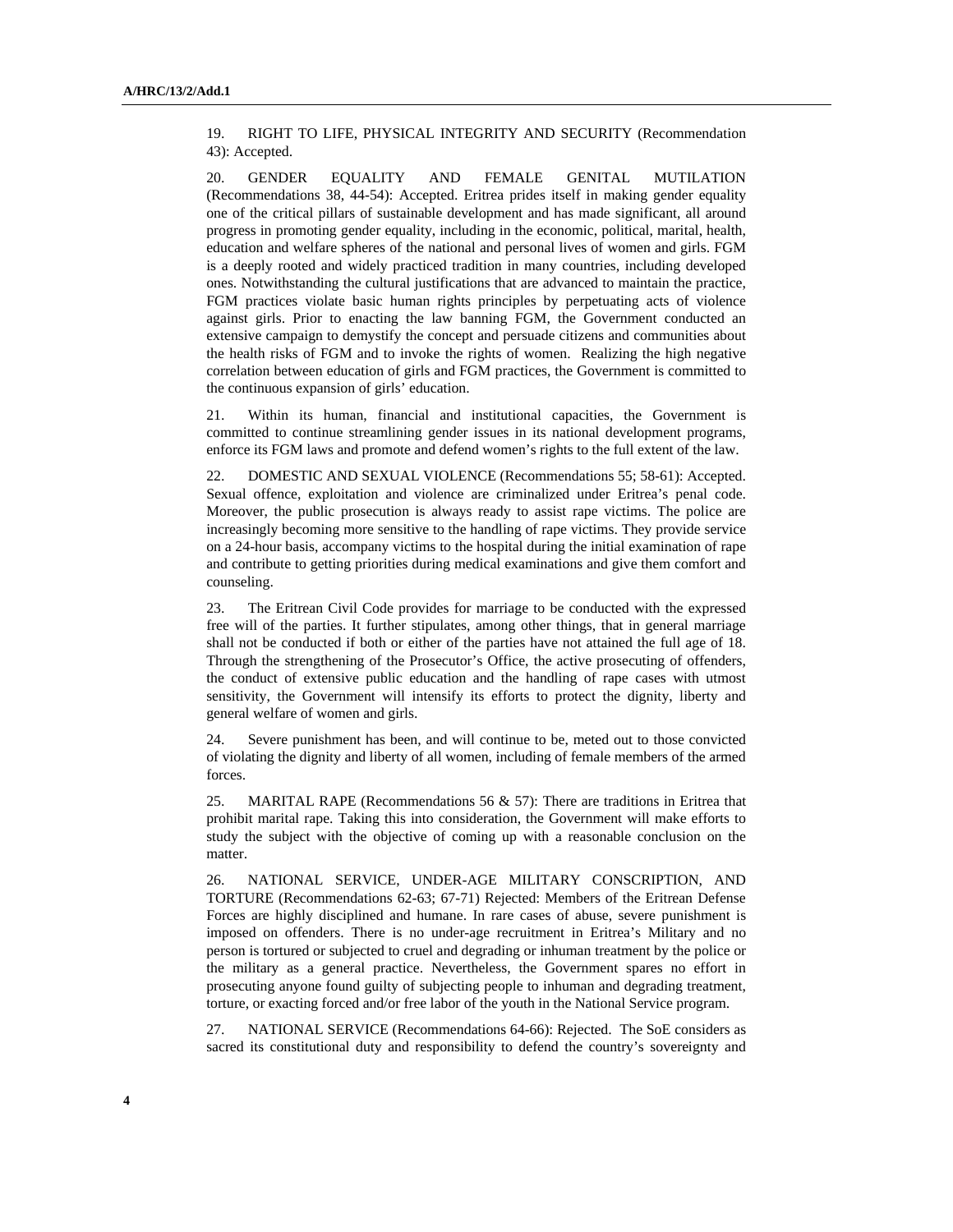19. RIGHT TO LIFE, PHYSICAL INTEGRITY AND SECURITY (Recommendation 43): Accepted.

20. GENDER EQUALITY AND FEMALE GENITAL MUTILATION (Recommendations 38, 44-54): Accepted. Eritrea prides itself in making gender equality one of the critical pillars of sustainable development and has made significant, all around progress in promoting gender equality, including in the economic, political, marital, health, education and welfare spheres of the national and personal lives of women and girls. FGM is a deeply rooted and widely practiced tradition in many countries, including developed ones. Notwithstanding the cultural justifications that are advanced to maintain the practice, FGM practices violate basic human rights principles by perpetuating acts of violence against girls. Prior to enacting the law banning FGM, the Government conducted an extensive campaign to demystify the concept and persuade citizens and communities about the health risks of FGM and to invoke the rights of women. Realizing the high negative correlation between education of girls and FGM practices, the Government is committed to the continuous expansion of girls' education.

21. Within its human, financial and institutional capacities, the Government is committed to continue streamlining gender issues in its national development programs, enforce its FGM laws and promote and defend women's rights to the full extent of the law.

22. DOMESTIC AND SEXUAL VIOLENCE (Recommendations 55; 58-61): Accepted. Sexual offence, exploitation and violence are criminalized under Eritrea's penal code. Moreover, the public prosecution is always ready to assist rape victims. The police are increasingly becoming more sensitive to the handling of rape victims. They provide service on a 24-hour basis, accompany victims to the hospital during the initial examination of rape and contribute to getting priorities during medical examinations and give them comfort and counseling.

23. The Eritrean Civil Code provides for marriage to be conducted with the expressed free will of the parties. It further stipulates, among other things, that in general marriage shall not be conducted if both or either of the parties have not attained the full age of 18. Through the strengthening of the Prosecutor's Office, the active prosecuting of offenders, the conduct of extensive public education and the handling of rape cases with utmost sensitivity, the Government will intensify its efforts to protect the dignity, liberty and general welfare of women and girls.

24. Severe punishment has been, and will continue to be, meted out to those convicted of violating the dignity and liberty of all women, including of female members of the armed forces.

25. MARITAL RAPE (Recommendations 56 & 57): There are traditions in Eritrea that prohibit marital rape. Taking this into consideration, the Government will make efforts to study the subject with the objective of coming up with a reasonable conclusion on the matter.

26. NATIONAL SERVICE, UNDER-AGE MILITARY CONSCRIPTION, AND TORTURE (Recommendations 62-63; 67-71) Rejected: Members of the Eritrean Defense Forces are highly disciplined and humane. In rare cases of abuse, severe punishment is imposed on offenders. There is no under-age recruitment in Eritrea's Military and no person is tortured or subjected to cruel and degrading or inhuman treatment by the police or the military as a general practice. Nevertheless, the Government spares no effort in prosecuting anyone found guilty of subjecting people to inhuman and degrading treatment, torture, or exacting forced and/or free labor of the youth in the National Service program.

27. NATIONAL SERVICE (Recommendations 64-66): Rejected. The SoE considers as sacred its constitutional duty and responsibility to defend the country's sovereignty and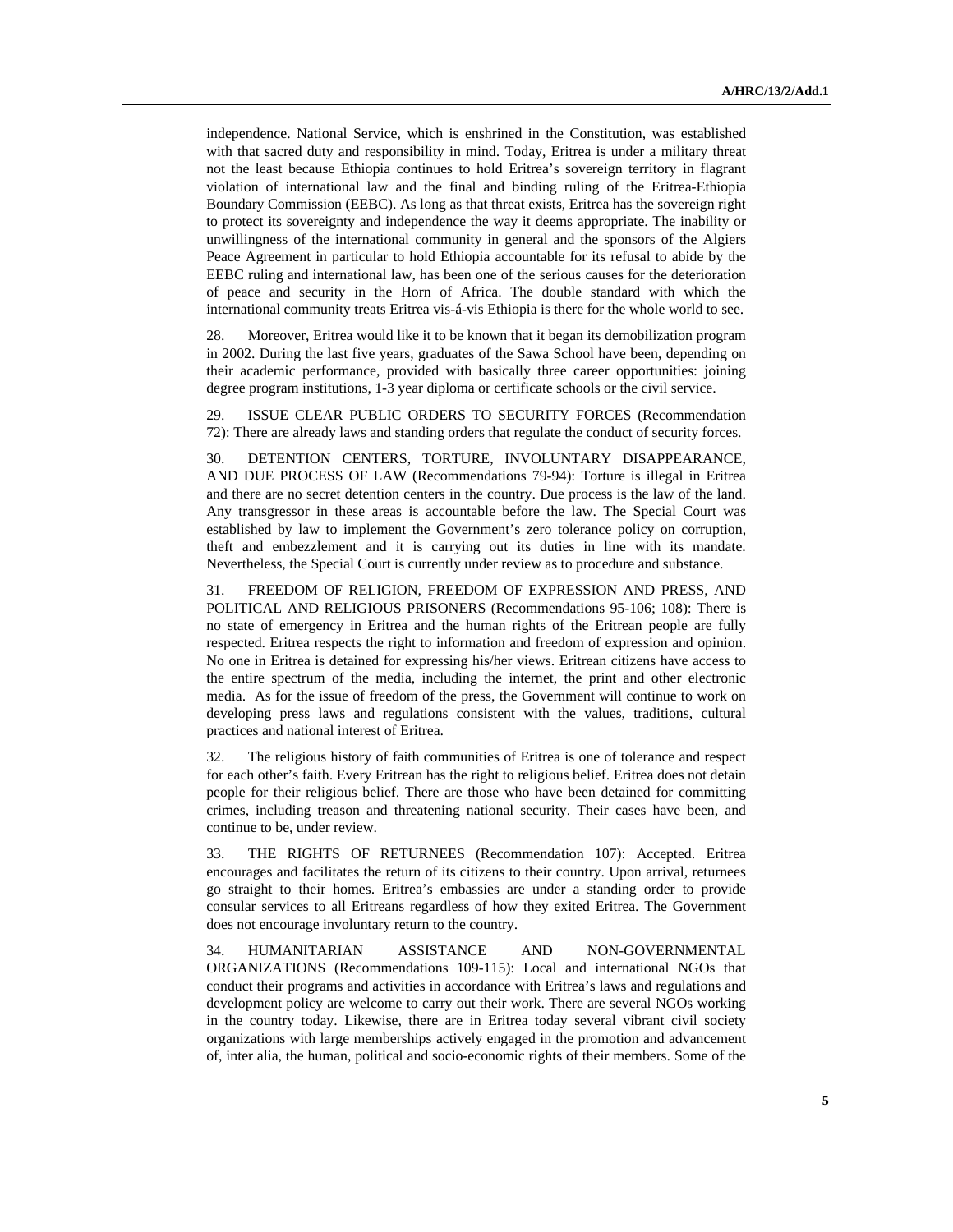independence. National Service, which is enshrined in the Constitution, was established with that sacred duty and responsibility in mind. Today, Eritrea is under a military threat not the least because Ethiopia continues to hold Eritrea's sovereign territory in flagrant violation of international law and the final and binding ruling of the Eritrea-Ethiopia Boundary Commission (EEBC). As long as that threat exists, Eritrea has the sovereign right to protect its sovereignty and independence the way it deems appropriate. The inability or unwillingness of the international community in general and the sponsors of the Algiers Peace Agreement in particular to hold Ethiopia accountable for its refusal to abide by the EEBC ruling and international law, has been one of the serious causes for the deterioration of peace and security in the Horn of Africa. The double standard with which the international community treats Eritrea vis-á-vis Ethiopia is there for the whole world to see.

28. Moreover, Eritrea would like it to be known that it began its demobilization program in 2002. During the last five years, graduates of the Sawa School have been, depending on their academic performance, provided with basically three career opportunities: joining degree program institutions, 1-3 year diploma or certificate schools or the civil service.

29. ISSUE CLEAR PUBLIC ORDERS TO SECURITY FORCES (Recommendation 72): There are already laws and standing orders that regulate the conduct of security forces.

30. DETENTION CENTERS, TORTURE, INVOLUNTARY DISAPPEARANCE, AND DUE PROCESS OF LAW (Recommendations 79-94): Torture is illegal in Eritrea and there are no secret detention centers in the country. Due process is the law of the land. Any transgressor in these areas is accountable before the law. The Special Court was established by law to implement the Government's zero tolerance policy on corruption, theft and embezzlement and it is carrying out its duties in line with its mandate. Nevertheless, the Special Court is currently under review as to procedure and substance.

31. FREEDOM OF RELIGION, FREEDOM OF EXPRESSION AND PRESS, AND POLITICAL AND RELIGIOUS PRISONERS (Recommendations 95-106; 108): There is no state of emergency in Eritrea and the human rights of the Eritrean people are fully respected. Eritrea respects the right to information and freedom of expression and opinion. No one in Eritrea is detained for expressing his/her views. Eritrean citizens have access to the entire spectrum of the media, including the internet, the print and other electronic media. As for the issue of freedom of the press, the Government will continue to work on developing press laws and regulations consistent with the values, traditions, cultural practices and national interest of Eritrea.

32. The religious history of faith communities of Eritrea is one of tolerance and respect for each other's faith. Every Eritrean has the right to religious belief. Eritrea does not detain people for their religious belief. There are those who have been detained for committing crimes, including treason and threatening national security. Their cases have been, and continue to be, under review.

33. THE RIGHTS OF RETURNEES (Recommendation 107): Accepted. Eritrea encourages and facilitates the return of its citizens to their country. Upon arrival, returnees go straight to their homes. Eritrea's embassies are under a standing order to provide consular services to all Eritreans regardless of how they exited Eritrea. The Government does not encourage involuntary return to the country.

34. HUMANITARIAN ASSISTANCE AND NON-GOVERNMENTAL ORGANIZATIONS (Recommendations 109-115): Local and international NGOs that conduct their programs and activities in accordance with Eritrea's laws and regulations and development policy are welcome to carry out their work. There are several NGOs working in the country today. Likewise, there are in Eritrea today several vibrant civil society organizations with large memberships actively engaged in the promotion and advancement of, inter alia, the human, political and socio-economic rights of their members. Some of the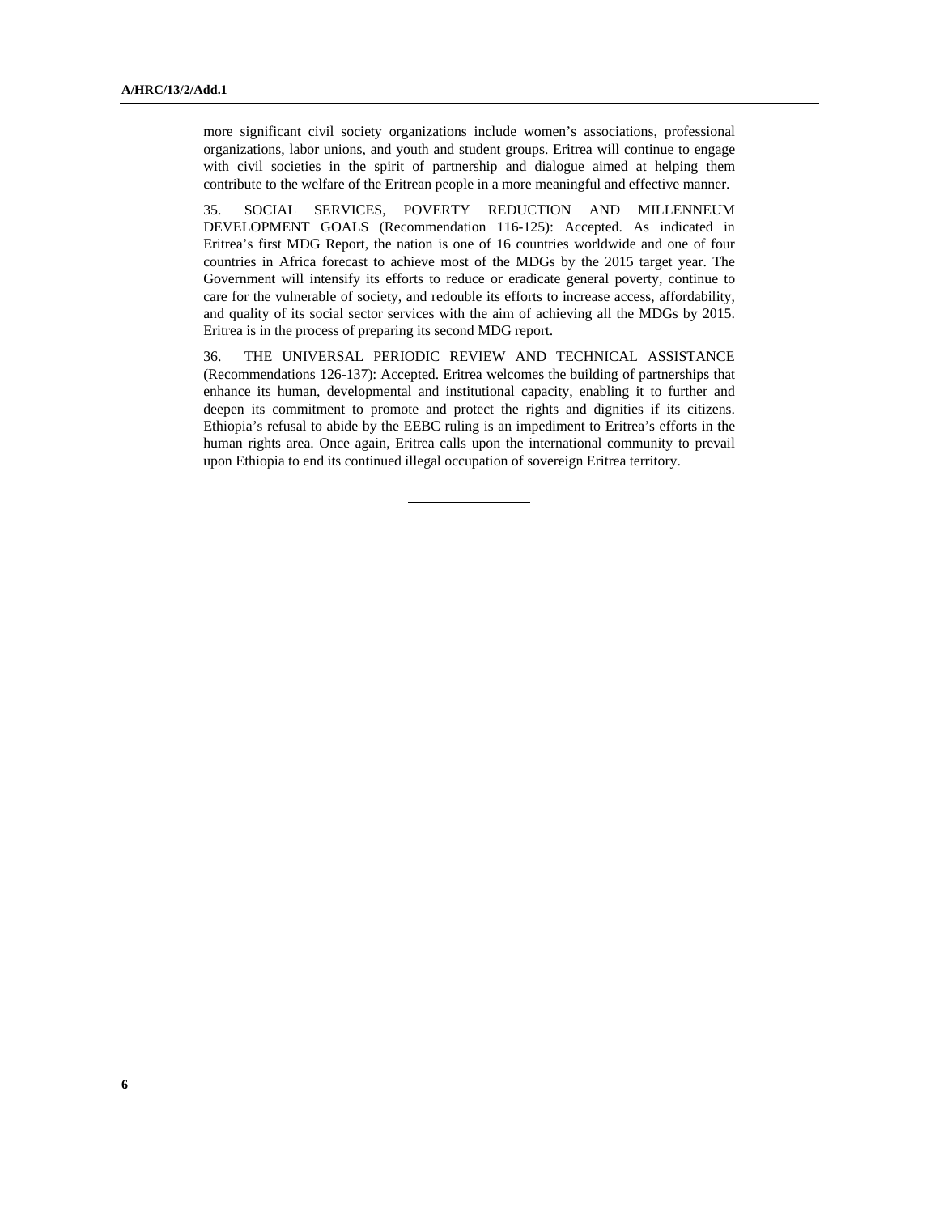more significant civil society organizations include women's associations, professional organizations, labor unions, and youth and student groups. Eritrea will continue to engage with civil societies in the spirit of partnership and dialogue aimed at helping them contribute to the welfare of the Eritrean people in a more meaningful and effective manner.

35. SOCIAL SERVICES, POVERTY REDUCTION AND MILLENNEUM DEVELOPMENT GOALS (Recommendation 116-125): Accepted. As indicated in Eritrea's first MDG Report, the nation is one of 16 countries worldwide and one of four countries in Africa forecast to achieve most of the MDGs by the 2015 target year. The Government will intensify its efforts to reduce or eradicate general poverty, continue to care for the vulnerable of society, and redouble its efforts to increase access, affordability, and quality of its social sector services with the aim of achieving all the MDGs by 2015. Eritrea is in the process of preparing its second MDG report.

36. THE UNIVERSAL PERIODIC REVIEW AND TECHNICAL ASSISTANCE (Recommendations 126-137): Accepted. Eritrea welcomes the building of partnerships that enhance its human, developmental and institutional capacity, enabling it to further and deepen its commitment to promote and protect the rights and dignities if its citizens. Ethiopia's refusal to abide by the EEBC ruling is an impediment to Eritrea's efforts in the human rights area. Once again, Eritrea calls upon the international community to prevail upon Ethiopia to end its continued illegal occupation of sovereign Eritrea territory.